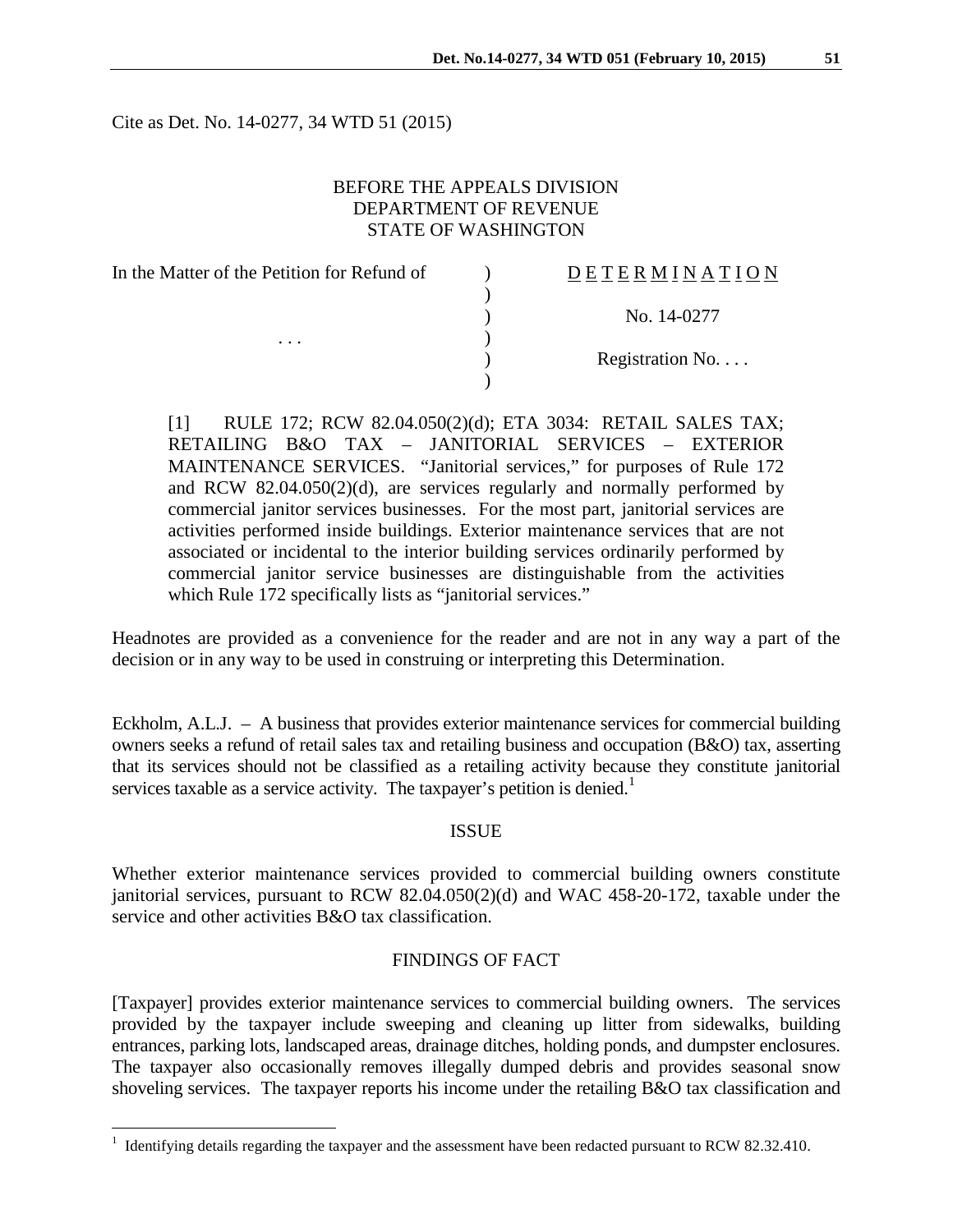Cite as Det. No. 14-0277, 34 WTD 51 (2015)

BEFORE THE APPEALS DIVISION
DEPARTMENT OF REVENUE
STATE OF WASHINGTON

| In the Matter of the Petition for Refund of | ) | DETERMINATION |
|---|---|---|
| | ) | |
| | ) | No. 14-0277 |
| . . . | ) | |
| | ) | Registration No. . . . |
| | ) | |

[1] RULE 172; RCW 82.04.050(2)(d); ETA 3034: RETAIL SALES TAX; RETAILING B&O TAX – JANITORIAL SERVICES – EXTERIOR MAINTENANCE SERVICES. "Janitorial services," for purposes of Rule 172 and RCW 82.04.050(2)(d), are services regularly and normally performed by commercial janitor services businesses. For the most part, janitorial services are activities performed inside buildings. Exterior maintenance services that are not associated or incidental to the interior building services ordinarily performed by commercial janitor service businesses are distinguishable from the activities which Rule 172 specifically lists as "janitorial services."

Headnotes are provided as a convenience for the reader and are not in any way a part of the decision or in any way to be used in construing or interpreting this Determination.

Eckholm, A.L.J. – A business that provides exterior maintenance services for commercial building owners seeks a refund of retail sales tax and retailing business and occupation (B&O) tax, asserting that its services should not be classified as a retailing activity because they constitute janitorial services taxable as a service activity. The taxpayer's petition is denied.[1]

## ISSUE

Whether exterior maintenance services provided to commercial building owners constitute janitorial services, pursuant to RCW 82.04.050(2)(d) and WAC 458-20-172, taxable under the service and other activities B&O tax classification.

## FINDINGS OF FACT

[Taxpayer] provides exterior maintenance services to commercial building owners. The services provided by the taxpayer include sweeping and cleaning up litter from sidewalks, building entrances, parking lots, landscaped areas, drainage ditches, holding ponds, and dumpster enclosures. The taxpayer also occasionally removes illegally dumped debris and provides seasonal snow shoveling services. The taxpayer reports his income under the retailing B&O tax classification and

[1] Identifying details regarding the taxpayer and the assessment have been redacted pursuant to RCW 82.32.410.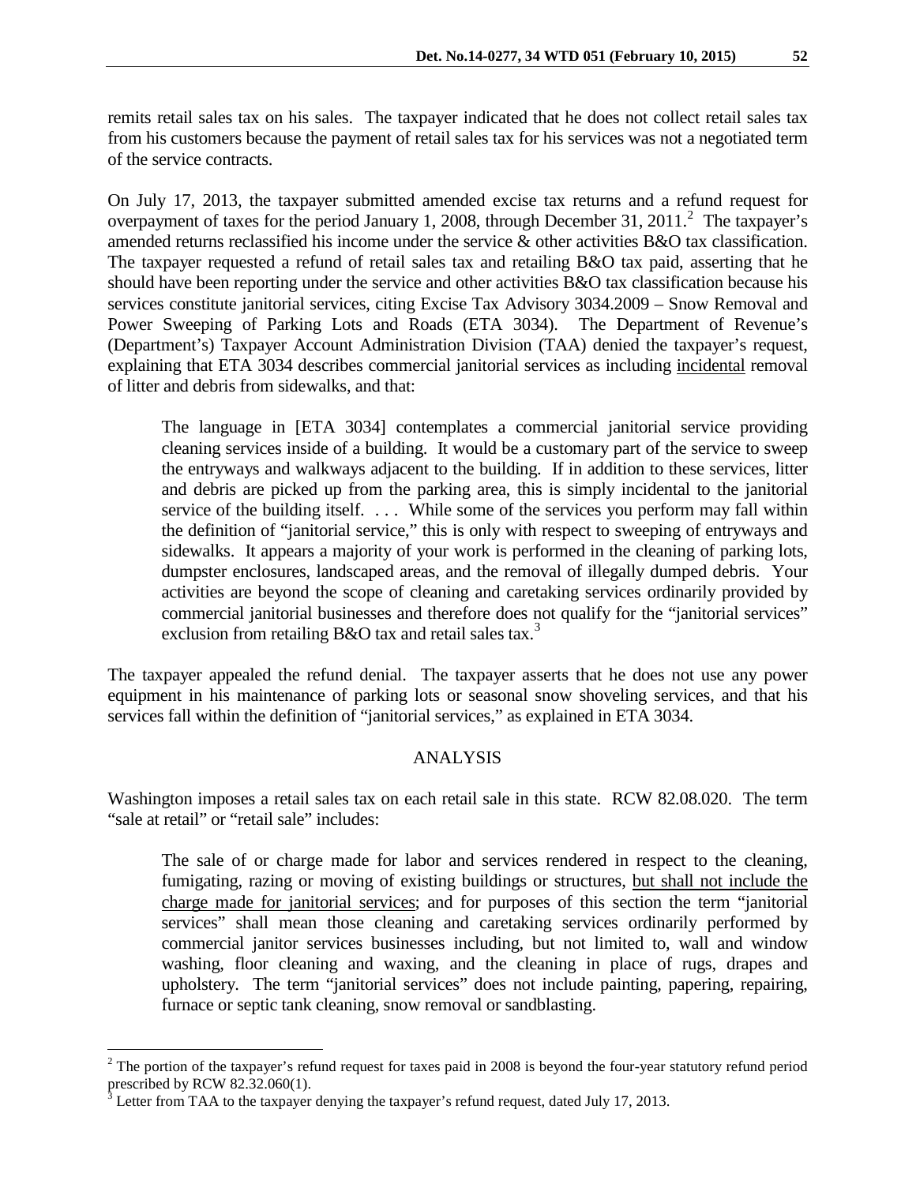remits retail sales tax on his sales. The taxpayer indicated that he does not collect retail sales tax from his customers because the payment of retail sales tax for his services was not a negotiated term of the service contracts.

On July 17, 2013, the taxpayer submitted amended excise tax returns and a refund request for overpayment of taxes for the period January 1, 2008, through December 31, 2011.[2] The taxpayer's amended returns reclassified his income under the service & other activities B&O tax classification. The taxpayer requested a refund of retail sales tax and retailing B&O tax paid, asserting that he should have been reporting under the service and other activities B&O tax classification because his services constitute janitorial services, citing Excise Tax Advisory 3034.2009 – Snow Removal and Power Sweeping of Parking Lots and Roads (ETA 3034). The Department of Revenue's (Department's) Taxpayer Account Administration Division (TAA) denied the taxpayer's request, explaining that ETA 3034 describes commercial janitorial services as including <u>incidental</u> removal of litter and debris from sidewalks, and that:

> The language in [ETA 3034] contemplates a commercial janitorial service providing cleaning services inside of a building. It would be a customary part of the service to sweep the entryways and walkways adjacent to the building. If in addition to these services, litter and debris are picked up from the parking area, this is simply incidental to the janitorial service of the building itself. . . . While some of the services you perform may fall within the definition of "janitorial service," this is only with respect to sweeping of entryways and sidewalks. It appears a majority of your work is performed in the cleaning of parking lots, dumpster enclosures, landscaped areas, and the removal of illegally dumped debris. Your activities are beyond the scope of cleaning and caretaking services ordinarily provided by commercial janitorial businesses and therefore does not qualify for the "janitorial services" exclusion from retailing B&O tax and retail sales tax.[3]

The taxpayer appealed the refund denial. The taxpayer asserts that he does not use any power equipment in his maintenance of parking lots or seasonal snow shoveling services, and that his services fall within the definition of "janitorial services," as explained in ETA 3034.

## ANALYSIS

Washington imposes a retail sales tax on each retail sale in this state. RCW 82.08.020. The term "sale at retail" or "retail sale" includes:

> The sale of or charge made for labor and services rendered in respect to the cleaning, fumigating, razing or moving of existing buildings or structures, <u>but shall not include the charge made for janitorial services</u>; and for purposes of this section the term "janitorial services" shall mean those cleaning and caretaking services ordinarily performed by commercial janitor services businesses including, but not limited to, wall and window washing, floor cleaning and waxing, and the cleaning in place of rugs, drapes and upholstery. The term "janitorial services" does not include painting, papering, repairing, furnace or septic tank cleaning, snow removal or sandblasting.

---

[2] The portion of the taxpayer's refund request for taxes paid in 2008 is beyond the four-year statutory refund period prescribed by RCW 82.32.060(1).

[3] Letter from TAA to the taxpayer denying the taxpayer's refund request, dated July 17, 2013.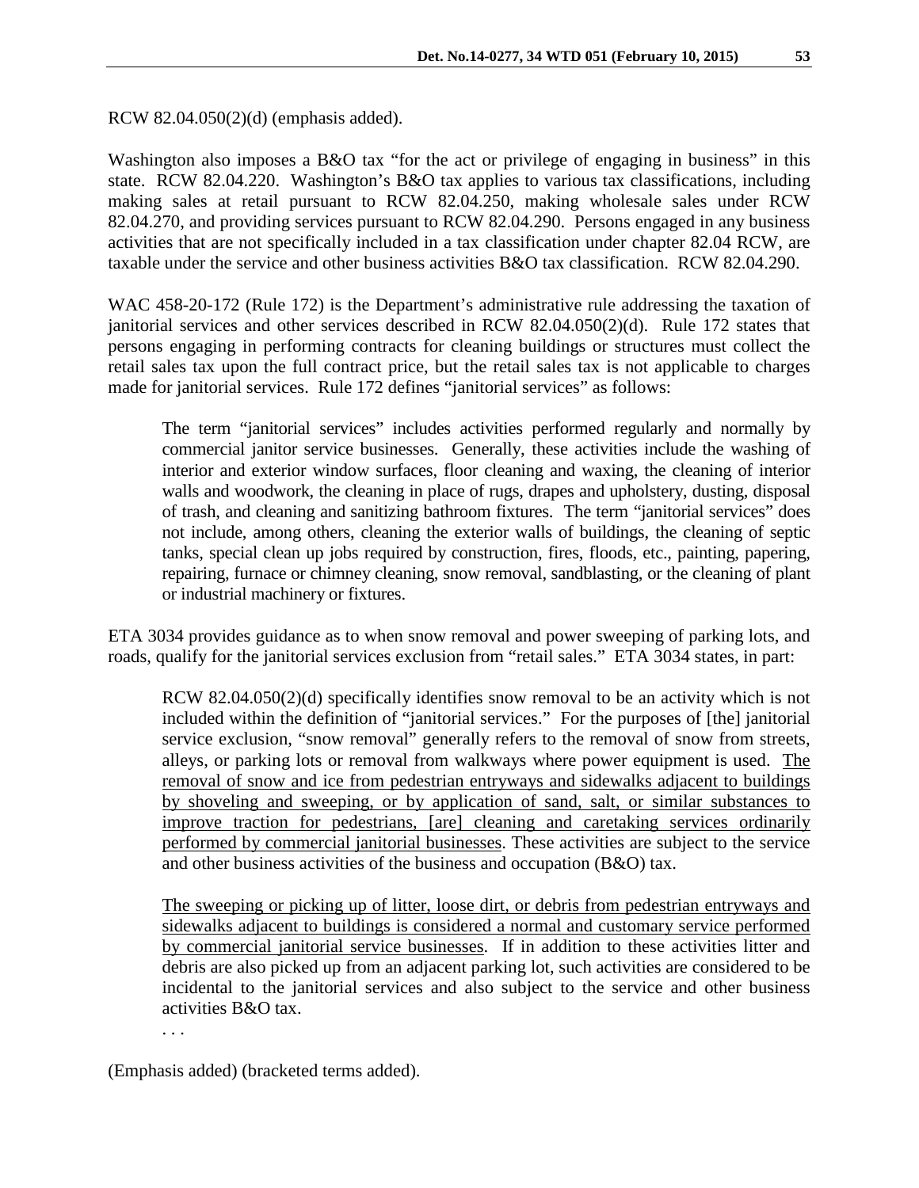RCW 82.04.050(2)(d) (emphasis added).

Washington also imposes a B&O tax "for the act or privilege of engaging in business" in this state. RCW 82.04.220. Washington's B&O tax applies to various tax classifications, including making sales at retail pursuant to RCW 82.04.250, making wholesale sales under RCW 82.04.270, and providing services pursuant to RCW 82.04.290. Persons engaged in any business activities that are not specifically included in a tax classification under chapter 82.04 RCW, are taxable under the service and other business activities B&O tax classification. RCW 82.04.290.

WAC 458-20-172 (Rule 172) is the Department's administrative rule addressing the taxation of janitorial services and other services described in RCW 82.04.050(2)(d). Rule 172 states that persons engaging in performing contracts for cleaning buildings or structures must collect the retail sales tax upon the full contract price, but the retail sales tax is not applicable to charges made for janitorial services. Rule 172 defines "janitorial services" as follows:

> The term "janitorial services" includes activities performed regularly and normally by commercial janitor service businesses. Generally, these activities include the washing of interior and exterior window surfaces, floor cleaning and waxing, the cleaning of interior walls and woodwork, the cleaning in place of rugs, drapes and upholstery, dusting, disposal of trash, and cleaning and sanitizing bathroom fixtures. The term "janitorial services" does not include, among others, cleaning the exterior walls of buildings, the cleaning of septic tanks, special clean up jobs required by construction, fires, floods, etc., painting, papering, repairing, furnace or chimney cleaning, snow removal, sandblasting, or the cleaning of plant or industrial machinery or fixtures.

ETA 3034 provides guidance as to when snow removal and power sweeping of parking lots, and roads, qualify for the janitorial services exclusion from "retail sales." ETA 3034 states, in part:

> RCW 82.04.050(2)(d) specifically identifies snow removal to be an activity which is not included within the definition of "janitorial services." For the purposes of [the] janitorial service exclusion, "snow removal" generally refers to the removal of snow from streets, alleys, or parking lots or removal from walkways where power equipment is used. <u>The removal of snow and ice from pedestrian entryways and sidewalks adjacent to buildings by shoveling and sweeping, or by application of sand, salt, or similar substances to improve traction for pedestrians, [are] cleaning and caretaking services ordinarily performed by commercial janitorial businesses</u>. These activities are subject to the service and other business activities of the business and occupation (B&O) tax.
>
> <u>The sweeping or picking up of litter, loose dirt, or debris from pedestrian entryways and sidewalks adjacent to buildings is considered a normal and customary service performed by commercial janitorial service businesses</u>. If in addition to these activities litter and debris are also picked up from an adjacent parking lot, such activities are considered to be incidental to the janitorial services and also subject to the service and other business activities B&O tax.
>
> . . .

(Emphasis added) (bracketed terms added).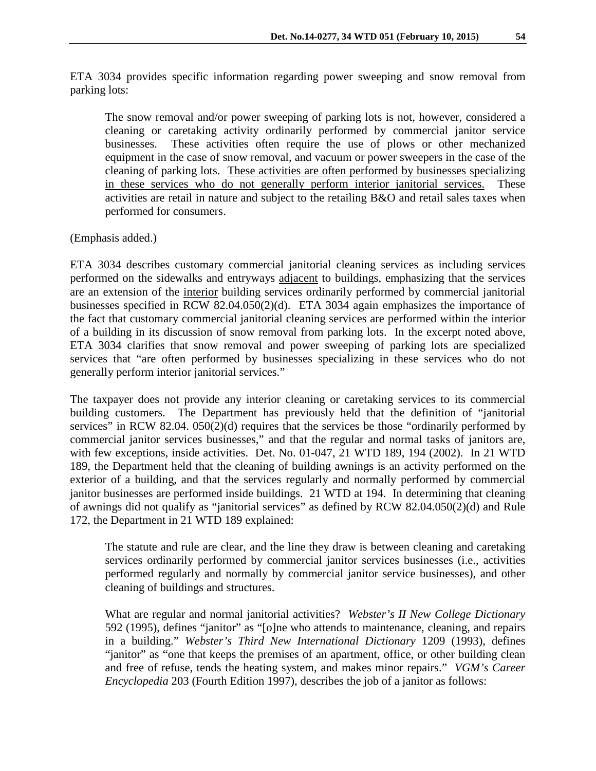ETA 3034 provides specific information regarding power sweeping and snow removal from parking lots:

> The snow removal and/or power sweeping of parking lots is not, however, considered a cleaning or caretaking activity ordinarily performed by commercial janitor service businesses. These activities often require the use of plows or other mechanized equipment in the case of snow removal, and vacuum or power sweepers in the case of the cleaning of parking lots. <u>These activities are often performed by businesses specializing in these services who do not generally perform interior janitorial services.</u> These activities are retail in nature and subject to the retailing B&O and retail sales taxes when performed for consumers.

(Emphasis added.)

ETA 3034 describes customary commercial janitorial cleaning services as including services performed on the sidewalks and entryways <u>adjacent</u> to buildings, emphasizing that the services are an extension of the <u>interior</u> building services ordinarily performed by commercial janitorial businesses specified in RCW 82.04.050(2)(d). ETA 3034 again emphasizes the importance of the fact that customary commercial janitorial cleaning services are performed within the interior of a building in its discussion of snow removal from parking lots. In the excerpt noted above, ETA 3034 clarifies that snow removal and power sweeping of parking lots are specialized services that "are often performed by businesses specializing in these services who do not generally perform interior janitorial services."

The taxpayer does not provide any interior cleaning or caretaking services to its commercial building customers. The Department has previously held that the definition of "janitorial services" in RCW 82.04. 050(2)(d) requires that the services be those "ordinarily performed by commercial janitor services businesses," and that the regular and normal tasks of janitors are, with few exceptions, inside activities. Det. No. 01-047, 21 WTD 189, 194 (2002). In 21 WTD 189, the Department held that the cleaning of building awnings is an activity performed on the exterior of a building, and that the services regularly and normally performed by commercial janitor businesses are performed inside buildings. 21 WTD at 194. In determining that cleaning of awnings did not qualify as "janitorial services" as defined by RCW 82.04.050(2)(d) and Rule 172, the Department in 21 WTD 189 explained:

> The statute and rule are clear, and the line they draw is between cleaning and caretaking services ordinarily performed by commercial janitor services businesses (i.e., activities performed regularly and normally by commercial janitor service businesses), and other cleaning of buildings and structures.
>
> What are regular and normal janitorial activities? *Webster's II New College Dictionary* 592 (1995), defines "janitor" as "[o]ne who attends to maintenance, cleaning, and repairs in a building." *Webster's Third New International Dictionary* 1209 (1993), defines "janitor" as "one that keeps the premises of an apartment, office, or other building clean and free of refuse, tends the heating system, and makes minor repairs." *VGM's Career Encyclopedia* 203 (Fourth Edition 1997), describes the job of a janitor as follows: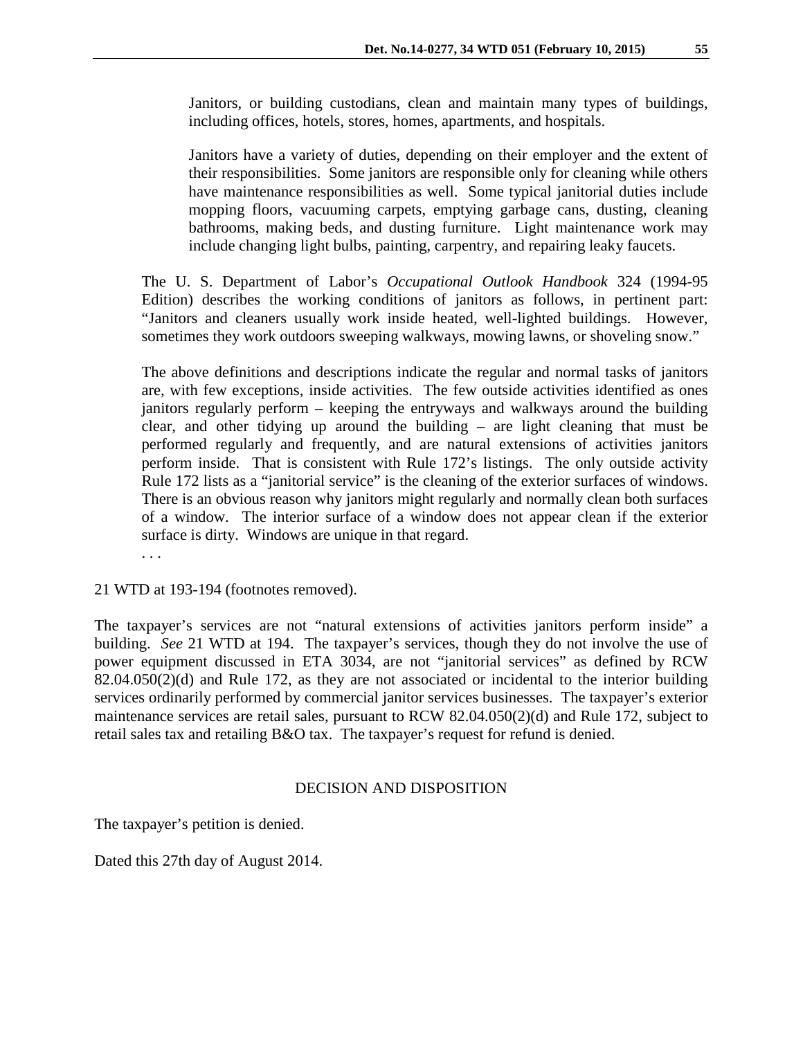> Janitors, or building custodians, clean and maintain many types of buildings, including offices, hotels, stores, homes, apartments, and hospitals.
>
> Janitors have a variety of duties, depending on their employer and the extent of their responsibilities. Some janitors are responsible only for cleaning while others have maintenance responsibilities as well. Some typical janitorial duties include mopping floors, vacuuming carpets, emptying garbage cans, dusting, cleaning bathrooms, making beds, and dusting furniture. Light maintenance work may include changing light bulbs, painting, carpentry, and repairing leaky faucets.

> The U. S. Department of Labor's *Occupational Outlook Handbook* 324 (1994-95 Edition) describes the working conditions of janitors as follows, in pertinent part: "Janitors and cleaners usually work inside heated, well-lighted buildings. However, sometimes they work outdoors sweeping walkways, mowing lawns, or shoveling snow."
>
> The above definitions and descriptions indicate the regular and normal tasks of janitors are, with few exceptions, inside activities. The few outside activities identified as ones janitors regularly perform – keeping the entryways and walkways around the building clear, and other tidying up around the building – are light cleaning that must be performed regularly and frequently, and are natural extensions of activities janitors perform inside. That is consistent with Rule 172's listings. The only outside activity Rule 172 lists as a "janitorial service" is the cleaning of the exterior surfaces of windows. There is an obvious reason why janitors might regularly and normally clean both surfaces of a window. The interior surface of a window does not appear clean if the exterior surface is dirty. Windows are unique in that regard.
>
> . . .

21 WTD at 193-194 (footnotes removed).

The taxpayer's services are not "natural extensions of activities janitors perform inside" a building. *See* 21 WTD at 194. The taxpayer's services, though they do not involve the use of power equipment discussed in ETA 3034, are not "janitorial services" as defined by RCW 82.04.050(2)(d) and Rule 172, as they are not associated or incidental to the interior building services ordinarily performed by commercial janitor services businesses. The taxpayer's exterior maintenance services are retail sales, pursuant to RCW 82.04.050(2)(d) and Rule 172, subject to retail sales tax and retailing B&O tax. The taxpayer's request for refund is denied.

## DECISION AND DISPOSITION

The taxpayer's petition is denied.

Dated this 27th day of August 2014.